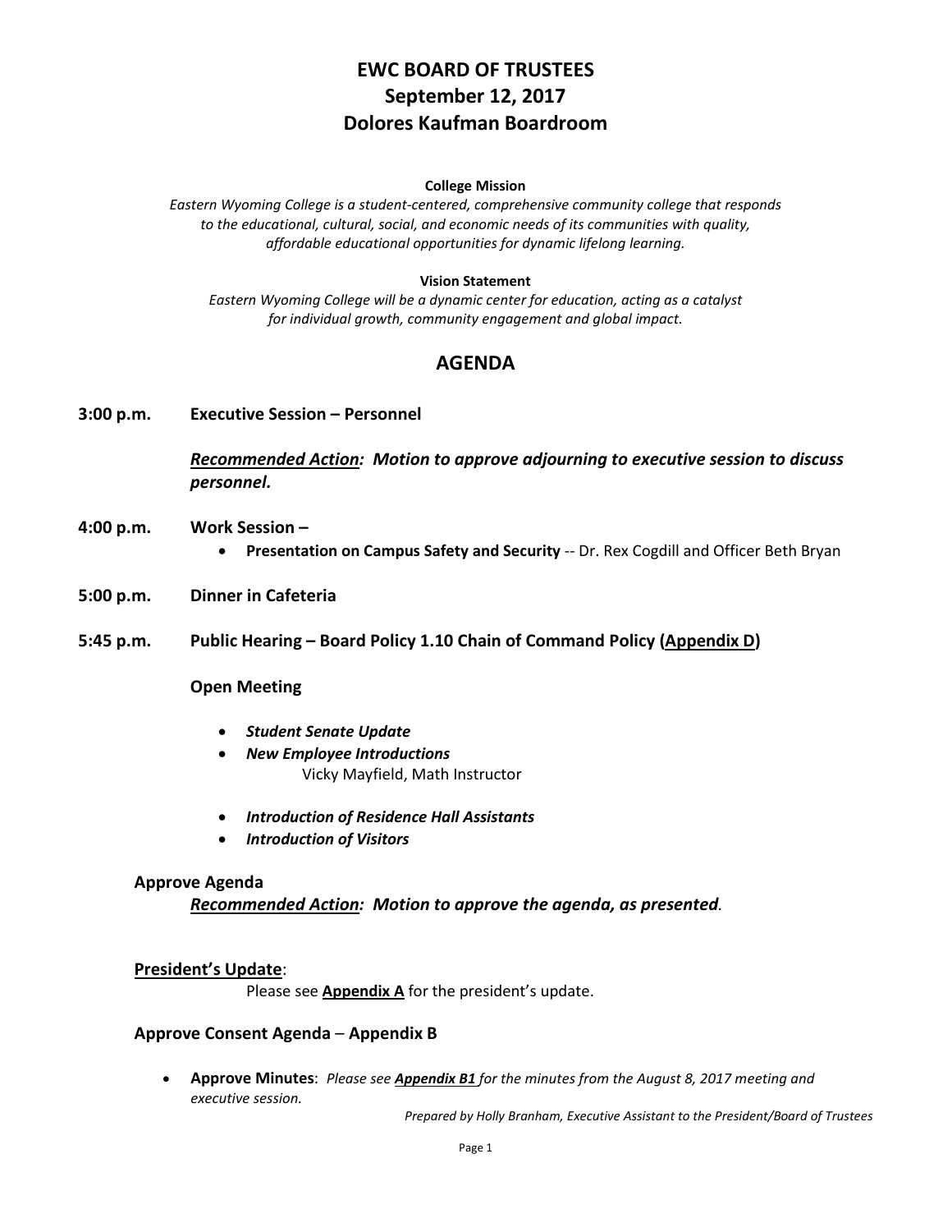# EWC BOARD OF TRUSTEES
# September 12, 2017
# Dolores Kaufman Boardroom

**College Mission**

*Eastern Wyoming College is a student-centered, comprehensive community college that responds to the educational, cultural, social, and economic needs of its communities with quality, affordable educational opportunities for dynamic lifelong learning.*

**Vision Statement**

*Eastern Wyoming College will be a dynamic center for education, acting as a catalyst for individual growth, community engagement and global impact.*

## AGENDA

**3:00 p.m. Executive Session – Personnel**

***Recommended Action**: Motion to approve adjourning to executive session to discuss personnel.*

**4:00 p.m. Work Session –**

- **Presentation on Campus Safety and Security** -- Dr. Rex Cogdill and Officer Beth Bryan

**5:00 p.m. Dinner in Cafeteria**

**5:45 p.m. Public Hearing – Board Policy 1.10 Chain of Command Policy (Appendix D)**

**Open Meeting**

- ***Student Senate Update***
- ***New Employee Introductions***
  Vicky Mayfield, Math Instructor
- ***Introduction of Residence Hall Assistants***
- ***Introduction of Visitors***

**Approve Agenda**

***Recommended Action**: Motion to approve the agenda, as presented.*

**President's Update**:

Please see **Appendix A** for the president's update.

**Approve Consent Agenda – Appendix B**

- **Approve Minutes**: *Please see **Appendix B1** for the minutes from the August 8, 2017 meeting and executive session.*

*Prepared by Holly Branham, Executive Assistant to the President/Board of Trustees*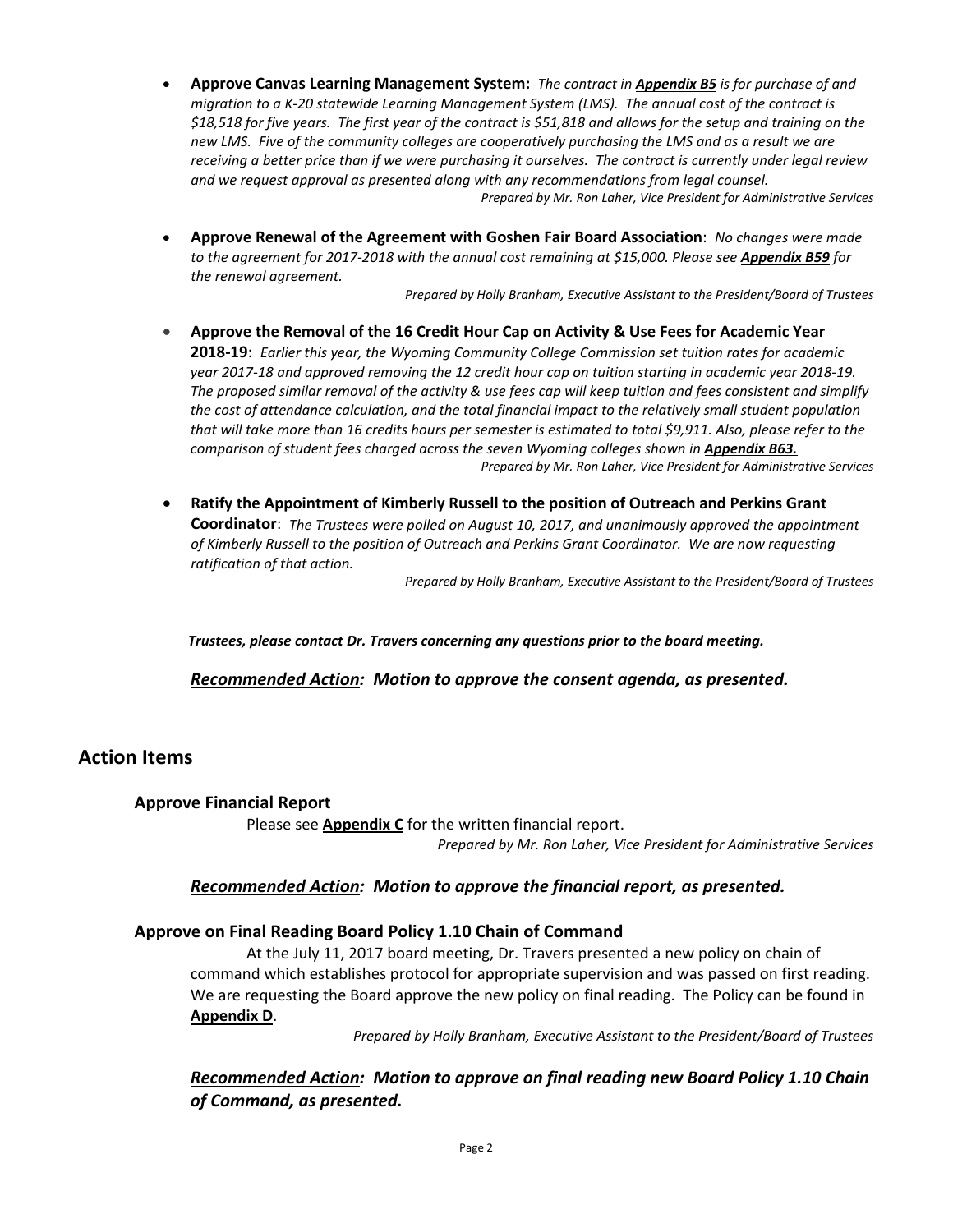- **Approve Canvas Learning Management System:** *The contract in **Appendix B5** is for purchase of and migration to a K-20 statewide Learning Management System (LMS). The annual cost of the contract is $18,518 for five years. The first year of the contract is $51,818 and allows for the setup and training on the new LMS. Five of the community colleges are cooperatively purchasing the LMS and as a result we are receiving a better price than if we were purchasing it ourselves. The contract is currently under legal review and we request approval as presented along with any recommendations from legal counsel.*

  *Prepared by Mr. Ron Laher, Vice President for Administrative Services*

- **Approve Renewal of the Agreement with Goshen Fair Board Association**: *No changes were made to the agreement for 2017-2018 with the annual cost remaining at $15,000. Please see **Appendix B59** for the renewal agreement.*

  *Prepared by Holly Branham, Executive Assistant to the President/Board of Trustees*

- **Approve the Removal of the 16 Credit Hour Cap on Activity & Use Fees for Academic Year 2018-19**: *Earlier this year, the Wyoming Community College Commission set tuition rates for academic year 2017-18 and approved removing the 12 credit hour cap on tuition starting in academic year 2018-19. The proposed similar removal of the activity & use fees cap will keep tuition and fees consistent and simplify the cost of attendance calculation, and the total financial impact to the relatively small student population that will take more than 16 credits hours per semester is estimated to total $9,911. Also, please refer to the comparison of student fees charged across the seven Wyoming colleges shown in **Appendix B63.***

  *Prepared by Mr. Ron Laher, Vice President for Administrative Services*

- **Ratify the Appointment of Kimberly Russell to the position of Outreach and Perkins Grant Coordinator**: *The Trustees were polled on August 10, 2017, and unanimously approved the appointment of Kimberly Russell to the position of Outreach and Perkins Grant Coordinator. We are now requesting ratification of that action.*

  *Prepared by Holly Branham, Executive Assistant to the President/Board of Trustees*

***Trustees, please contact Dr. Travers concerning any questions prior to the board meeting.***

***Recommended Action: Motion to approve the consent agenda, as presented.***

## Action Items

### Approve Financial Report

Please see **Appendix C** for the written financial report.

*Prepared by Mr. Ron Laher, Vice President for Administrative Services*

***Recommended Action: Motion to approve the financial report, as presented.***

### Approve on Final Reading Board Policy 1.10 Chain of Command

At the July 11, 2017 board meeting, Dr. Travers presented a new policy on chain of command which establishes protocol for appropriate supervision and was passed on first reading. We are requesting the Board approve the new policy on final reading. The Policy can be found in **Appendix D**.

*Prepared by Holly Branham, Executive Assistant to the President/Board of Trustees*

***Recommended Action: Motion to approve on final reading new Board Policy 1.10 Chain of Command, as presented.***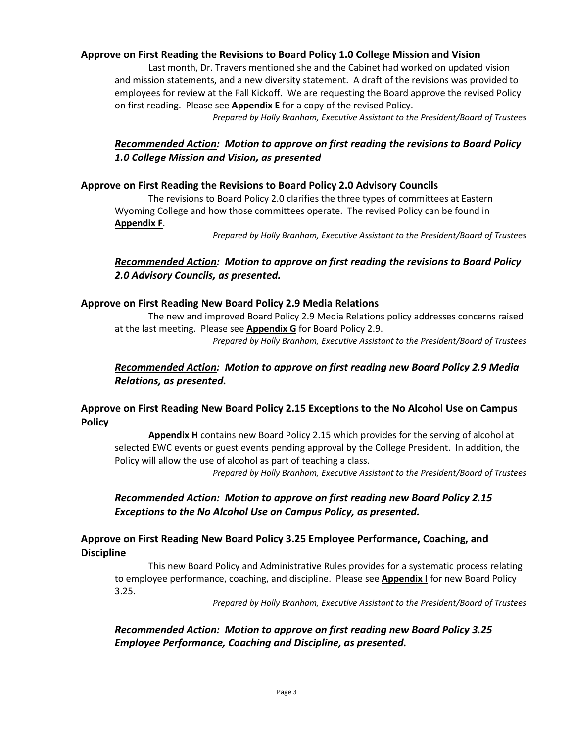**Approve on First Reading the Revisions to Board Policy 1.0 College Mission and Vision**

Last month, Dr. Travers mentioned she and the Cabinet had worked on updated vision and mission statements, and a new diversity statement. A draft of the revisions was provided to employees for review at the Fall Kickoff. We are requesting the Board approve the revised Policy on first reading. Please see **Appendix E** for a copy of the revised Policy.

*Prepared by Holly Branham, Executive Assistant to the President/Board of Trustees*

***Recommended Action:* Motion to approve on first reading the revisions to Board Policy 1.0 College Mission and Vision, as presented**

**Approve on First Reading the Revisions to Board Policy 2.0 Advisory Councils**

The revisions to Board Policy 2.0 clarifies the three types of committees at Eastern Wyoming College and how those committees operate. The revised Policy can be found in **Appendix F**.

*Prepared by Holly Branham, Executive Assistant to the President/Board of Trustees*

***Recommended Action:* Motion to approve on first reading the revisions to Board Policy 2.0 Advisory Councils, as presented.**

**Approve on First Reading New Board Policy 2.9 Media Relations**

The new and improved Board Policy 2.9 Media Relations policy addresses concerns raised at the last meeting. Please see **Appendix G** for Board Policy 2.9.

*Prepared by Holly Branham, Executive Assistant to the President/Board of Trustees*

***Recommended Action:* Motion to approve on first reading new Board Policy 2.9 Media Relations, as presented.**

**Approve on First Reading New Board Policy 2.15 Exceptions to the No Alcohol Use on Campus Policy**

**Appendix H** contains new Board Policy 2.15 which provides for the serving of alcohol at selected EWC events or guest events pending approval by the College President. In addition, the Policy will allow the use of alcohol as part of teaching a class.

*Prepared by Holly Branham, Executive Assistant to the President/Board of Trustees*

***Recommended Action:* Motion to approve on first reading new Board Policy 2.15 Exceptions to the No Alcohol Use on Campus Policy, as presented.**

**Approve on First Reading New Board Policy 3.25 Employee Performance, Coaching, and Discipline**

This new Board Policy and Administrative Rules provides for a systematic process relating to employee performance, coaching, and discipline. Please see **Appendix I** for new Board Policy 3.25.

*Prepared by Holly Branham, Executive Assistant to the President/Board of Trustees*

***Recommended Action:* Motion to approve on first reading new Board Policy 3.25 Employee Performance, Coaching and Discipline, as presented.**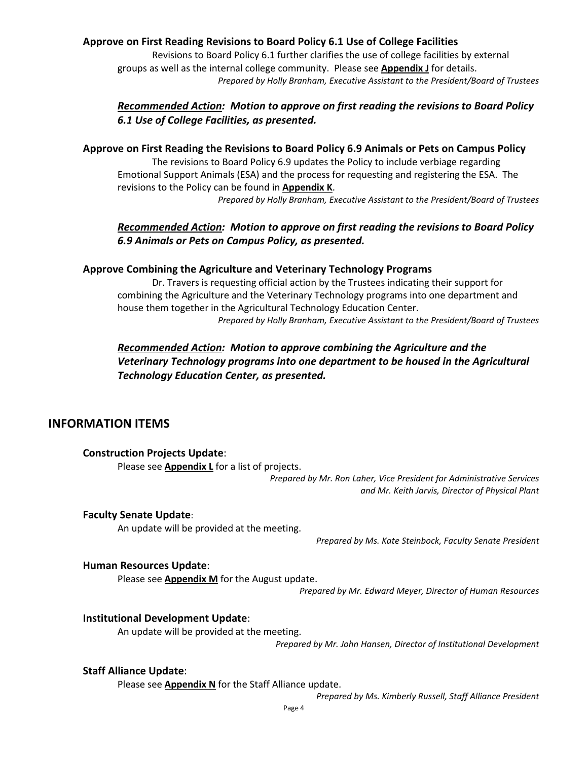**Approve on First Reading Revisions to Board Policy 6.1 Use of College Facilities**

Revisions to Board Policy 6.1 further clarifies the use of college facilities by external groups as well as the internal college community. Please see **Appendix J** for details.

*Prepared by Holly Branham, Executive Assistant to the President/Board of Trustees*

***Recommended Action:* *Motion to approve on first reading the revisions to Board Policy 6.1 Use of College Facilities, as presented.***

**Approve on First Reading the Revisions to Board Policy 6.9 Animals or Pets on Campus Policy**

The revisions to Board Policy 6.9 updates the Policy to include verbiage regarding Emotional Support Animals (ESA) and the process for requesting and registering the ESA. The revisions to the Policy can be found in **Appendix K**.

*Prepared by Holly Branham, Executive Assistant to the President/Board of Trustees*

***Recommended Action:* *Motion to approve on first reading the revisions to Board Policy 6.9 Animals or Pets on Campus Policy, as presented.***

**Approve Combining the Agriculture and Veterinary Technology Programs**

Dr. Travers is requesting official action by the Trustees indicating their support for combining the Agriculture and the Veterinary Technology programs into one department and house them together in the Agricultural Technology Education Center.

*Prepared by Holly Branham, Executive Assistant to the President/Board of Trustees*

***Recommended Action:* *Motion to approve combining the Agriculture and the Veterinary Technology programs into one department to be housed in the Agricultural Technology Education Center, as presented.***

## INFORMATION ITEMS

**Construction Projects Update**:

Please see **Appendix L** for a list of projects.

*Prepared by Mr. Ron Laher, Vice President for Administrative Services and Mr. Keith Jarvis, Director of Physical Plant*

**Faculty Senate Update**:

An update will be provided at the meeting.

*Prepared by Ms. Kate Steinbock, Faculty Senate President*

**Human Resources Update**:

Please see **Appendix M** for the August update.

*Prepared by Mr. Edward Meyer, Director of Human Resources*

**Institutional Development Update**:

An update will be provided at the meeting.

*Prepared by Mr. John Hansen, Director of Institutional Development*

**Staff Alliance Update**:

Please see **Appendix N** for the Staff Alliance update.

*Prepared by Ms. Kimberly Russell, Staff Alliance President*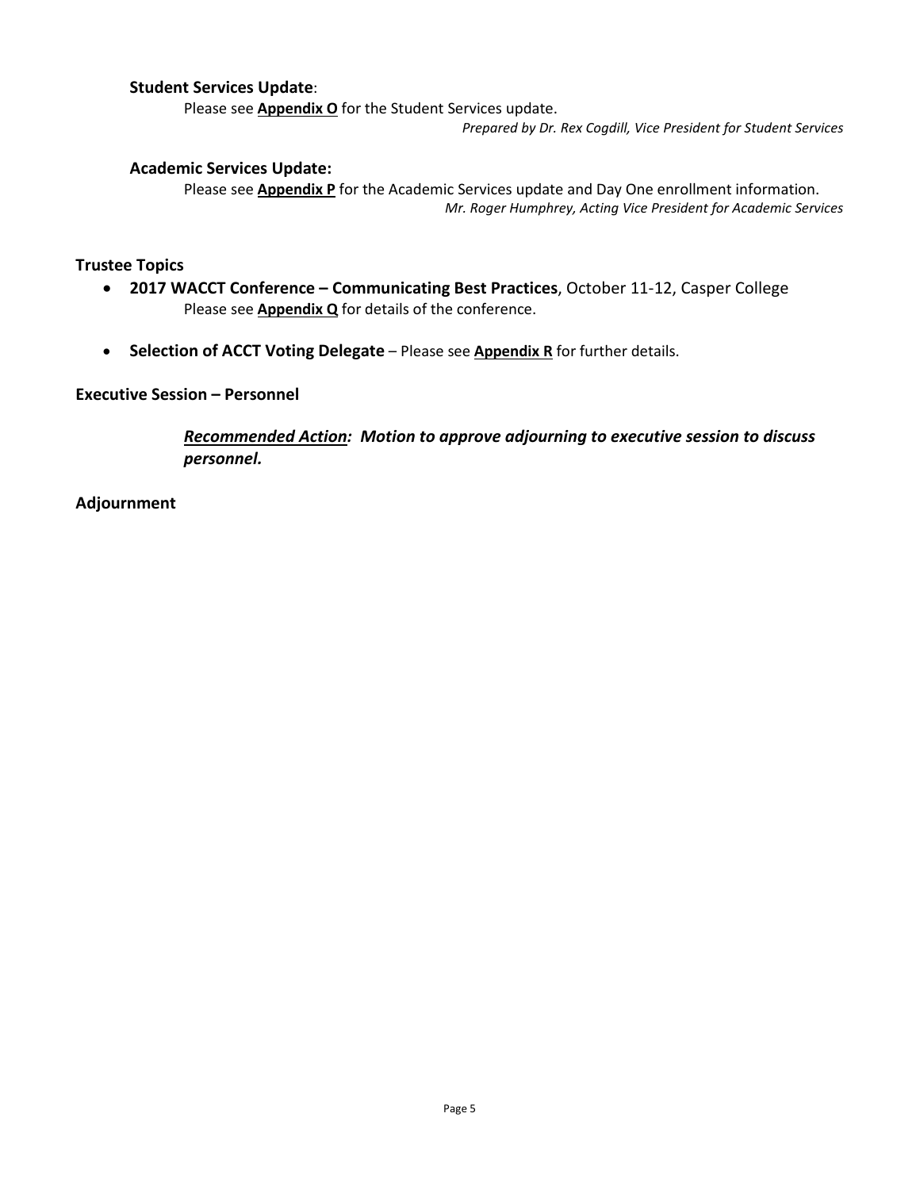### **Student Services Update**:

Please see **Appendix O** for the Student Services update.

*Prepared by Dr. Rex Cogdill, Vice President for Student Services*

### **Academic Services Update:**

Please see **Appendix P** for the Academic Services update and Day One enrollment information.

*Mr. Roger Humphrey, Acting Vice President for Academic Services*

## **Trustee Topics**

- **2017 WACCT Conference – Communicating Best Practices**, October 11-12, Casper College
  Please see **Appendix Q** for details of the conference.

- **Selection of ACCT Voting Delegate** – Please see **Appendix R** for further details.

## **Executive Session – Personnel**

***Recommended Action:* *Motion to approve adjourning to executive session to discuss personnel.***

## **Adjournment**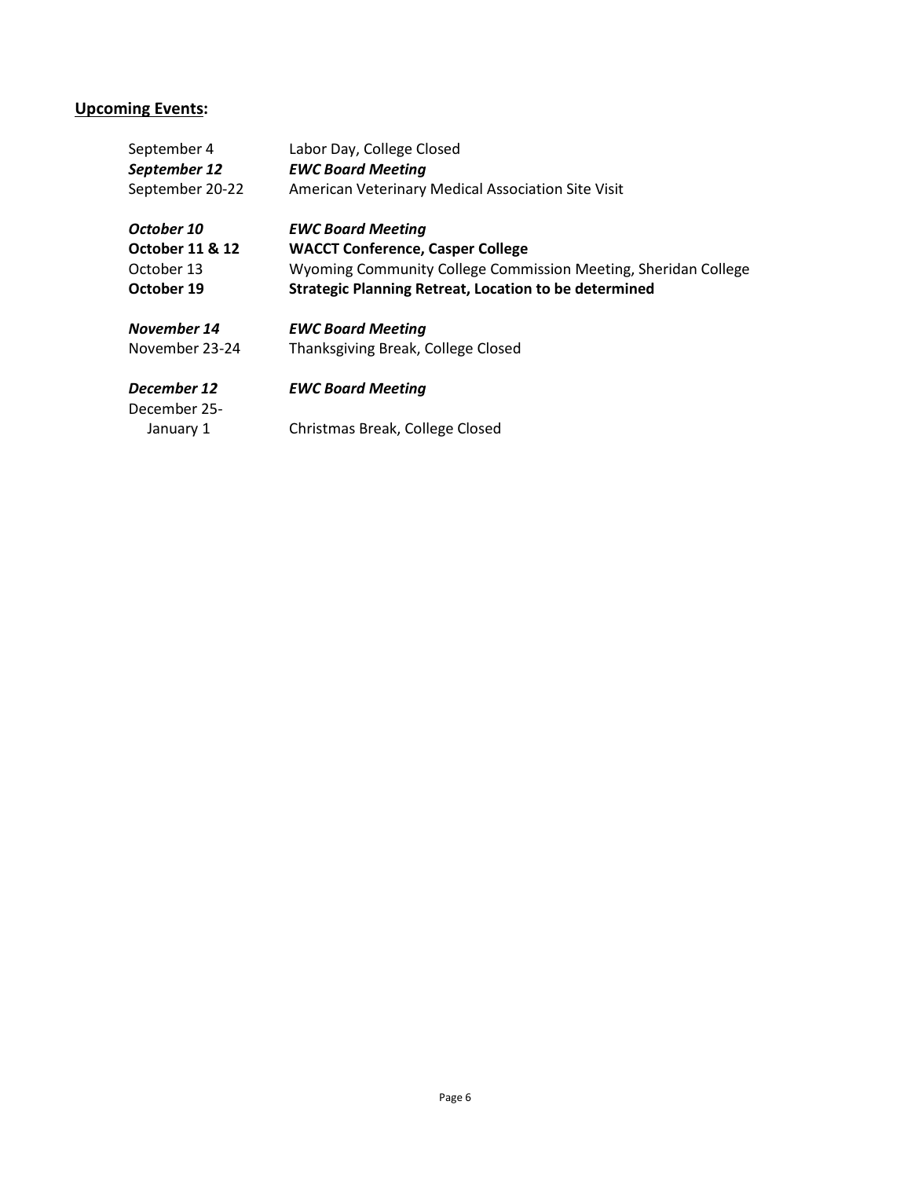**<u>Upcoming Events</u>:**

| | |
|---|---|
| September 4 | Labor Day, College Closed |
| ***September 12*** | ***EWC Board Meeting*** |
| September 20-22 | American Veterinary Medical Association Site Visit |
| | |
| ***October 10*** | ***EWC Board Meeting*** |
| **October 11 & 12** | **WACCT Conference, Casper College** |
| October 13 | Wyoming Community College Commission Meeting, Sheridan College |
| **October 19** | **Strategic Planning Retreat, Location to be determined** |
| | |
| ***November 14*** | ***EWC Board Meeting*** |
| November 23-24 | Thanksgiving Break, College Closed |
| | |
| ***December 12*** | ***EWC Board Meeting*** |
| December 25-January 1 | Christmas Break, College Closed |